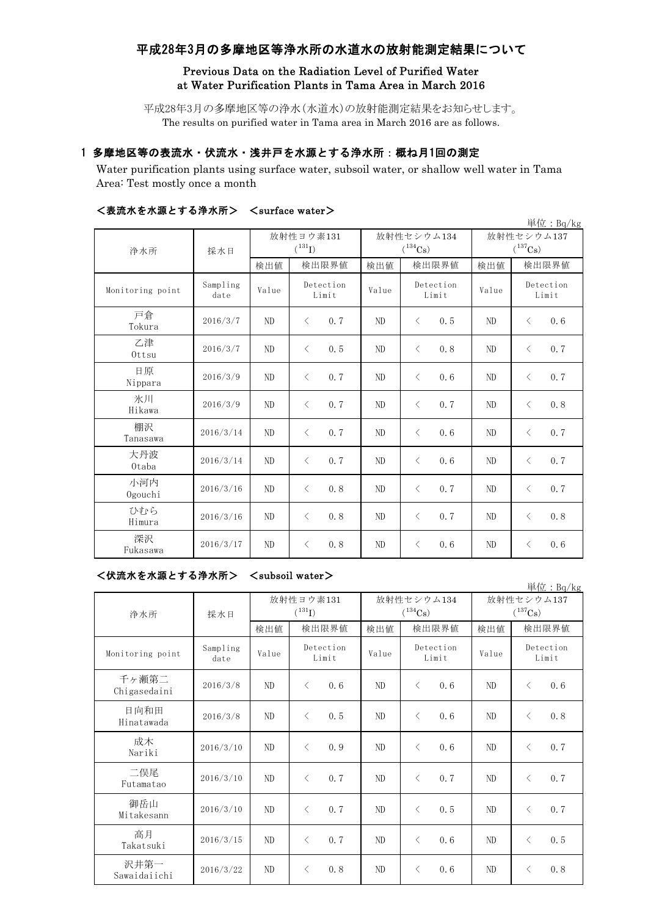# 平成28年3月の多摩地区等浄水所の水道水の放射能測定結果について

## Previous Data on the Radiation Level of Purified Water at Water Purification Plants in Tama Area in March 2016

平成28年3月の多摩地区等の浄水(水道水)の放射能測定結果をお知らせします。
The results on purified water in Tama area in March 2016 are as follows.

### 1 多摩地区等の表流水・伏流水・浅井戸を水源とする浄水所：概ね月1回の測定

Water purification plants using surface water, subsoil water, or shallow well water in Tama Area: Test mostly once a month

#### ＜表流水を水源とする浄水所＞　＜surface water＞

単位：Bq/kg

| 浄水所 | 採水日 | 放射性ヨウ素131 ($^{131}I$) | | 放射性セシウム134 ($^{134}Cs$) | | 放射性セシウム137 ($^{137}Cs$) | |
|---|---|---|---|---|---|---|---|
| | | 検出値 | 検出限界値 | 検出値 | 検出限界値 | 検出値 | 検出限界値 |
| Monitoring point | Sampling date | Value | Detection Limit | Value | Detection Limit | Value | Detection Limit |
| 戸倉 Tokura | 2016/3/7 | ND | ＜ 0.7 | ND | ＜ 0.5 | ND | ＜ 0.6 |
| 乙津 Ottsu | 2016/3/7 | ND | ＜ 0.5 | ND | ＜ 0.8 | ND | ＜ 0.7 |
| 日原 Nippara | 2016/3/9 | ND | ＜ 0.7 | ND | ＜ 0.6 | ND | ＜ 0.7 |
| 氷川 Hikawa | 2016/3/9 | ND | ＜ 0.7 | ND | ＜ 0.7 | ND | ＜ 0.8 |
| 棚沢 Tanasawa | 2016/3/14 | ND | ＜ 0.7 | ND | ＜ 0.6 | ND | ＜ 0.7 |
| 大丹波 Otaba | 2016/3/14 | ND | ＜ 0.7 | ND | ＜ 0.6 | ND | ＜ 0.7 |
| 小河内 Ogouchi | 2016/3/16 | ND | ＜ 0.8 | ND | ＜ 0.7 | ND | ＜ 0.7 |
| ひむら Himura | 2016/3/16 | ND | ＜ 0.8 | ND | ＜ 0.7 | ND | ＜ 0.8 |
| 深沢 Fukasawa | 2016/3/17 | ND | ＜ 0.8 | ND | ＜ 0.6 | ND | ＜ 0.6 |

#### ＜伏流水を水源とする浄水所＞　＜subsoil water＞

単位：Bq/kg

| 浄水所 | 採水日 | 放射性ヨウ素131 ($^{131}I$) | | 放射性セシウム134 ($^{134}Cs$) | | 放射性セシウム137 ($^{137}Cs$) | |
|---|---|---|---|---|---|---|---|
| | | 検出値 | 検出限界値 | 検出値 | 検出限界値 | 検出値 | 検出限界値 |
| Monitoring point | Sampling date | Value | Detection Limit | Value | Detection Limit | Value | Detection Limit |
| 千ヶ瀬第二 Chigasedaini | 2016/3/8 | ND | ＜ 0.6 | ND | ＜ 0.6 | ND | ＜ 0.6 |
| 日向和田 Hinatawada | 2016/3/8 | ND | ＜ 0.5 | ND | ＜ 0.6 | ND | ＜ 0.8 |
| 成木 Nariki | 2016/3/10 | ND | ＜ 0.9 | ND | ＜ 0.6 | ND | ＜ 0.7 |
| 二俣尾 Futamatao | 2016/3/10 | ND | ＜ 0.7 | ND | ＜ 0.7 | ND | ＜ 0.7 |
| 御岳山 Mitakesann | 2016/3/10 | ND | ＜ 0.7 | ND | ＜ 0.5 | ND | ＜ 0.7 |
| 高月 Takatsuki | 2016/3/15 | ND | ＜ 0.7 | ND | ＜ 0.6 | ND | ＜ 0.5 |
| 沢井第一 Sawaidaiichi | 2016/3/22 | ND | ＜ 0.8 | ND | ＜ 0.6 | ND | ＜ 0.8 |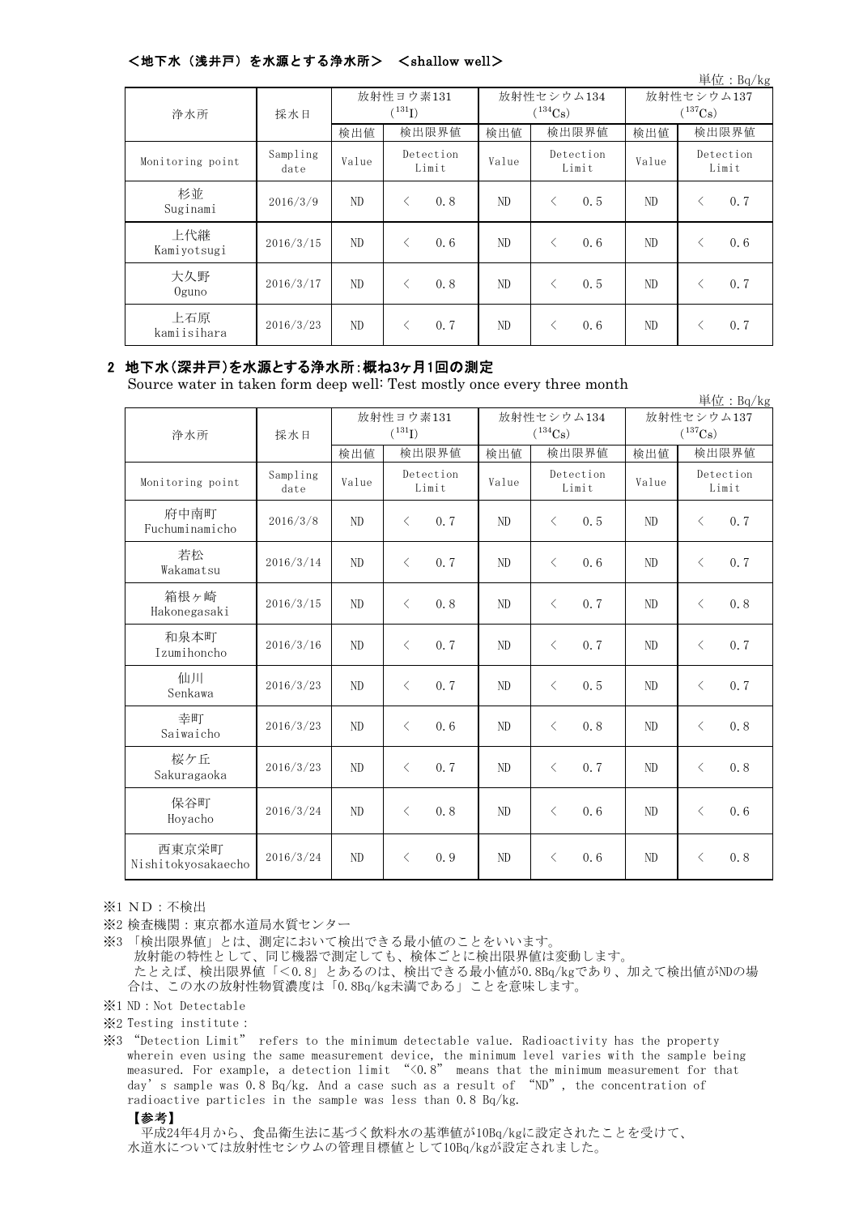＜地下水（浅井戸）を水源とする浄水所＞　＜shallow well＞

単位：Bq/kg

| 浄水所 | 採水日 | 放射性ヨウ素131 ($^{131}$I) | | 放射性セシウム134 ($^{134}$Cs) | | 放射性セシウム137 ($^{137}$Cs) | |
|---|---|---|---|---|---|---|---|
| | | 検出値 | 検出限界値 | 検出値 | 検出限界値 | 検出値 | 検出限界値 |
| Monitoring point | Sampling date | Value | Detection Limit | Value | Detection Limit | Value | Detection Limit |
| 杉並 Suginami | 2016/3/9 | ND | ＜ 0.8 | ND | ＜ 0.5 | ND | ＜ 0.7 |
| 上代継 Kamiyotsugi | 2016/3/15 | ND | ＜ 0.6 | ND | ＜ 0.6 | ND | ＜ 0.6 |
| 大久野 Oguno | 2016/3/17 | ND | ＜ 0.8 | ND | ＜ 0.5 | ND | ＜ 0.7 |
| 上石原 kamiisihara | 2016/3/23 | ND | ＜ 0.7 | ND | ＜ 0.6 | ND | ＜ 0.7 |

## 2 地下水(深井戸)を水源とする浄水所:概ね3ヶ月1回の測定

Source water in taken form deep well: Test mostly once every three month

単位：Bq/kg

| 浄水所 | 採水日 | 放射性ヨウ素131 ($^{131}$I) | | 放射性セシウム134 ($^{134}$Cs) | | 放射性セシウム137 ($^{137}$Cs) | |
|---|---|---|---|---|---|---|---|
| | | 検出値 | 検出限界値 | 検出値 | 検出限界値 | 検出値 | 検出限界値 |
| Monitoring point | Sampling date | Value | Detection Limit | Value | Detection Limit | Value | Detection Limit |
| 府中南町 Fuchuminamicho | 2016/3/8 | ND | ＜ 0.7 | ND | ＜ 0.5 | ND | ＜ 0.7 |
| 若松 Wakamatsu | 2016/3/14 | ND | ＜ 0.7 | ND | ＜ 0.6 | ND | ＜ 0.7 |
| 箱根ヶ崎 Hakonegasaki | 2016/3/15 | ND | ＜ 0.8 | ND | ＜ 0.7 | ND | ＜ 0.8 |
| 和泉本町 Izumihoncho | 2016/3/16 | ND | ＜ 0.7 | ND | ＜ 0.7 | ND | ＜ 0.7 |
| 仙川 Senkawa | 2016/3/23 | ND | ＜ 0.7 | ND | ＜ 0.5 | ND | ＜ 0.7 |
| 幸町 Saiwaicho | 2016/3/23 | ND | ＜ 0.6 | ND | ＜ 0.8 | ND | ＜ 0.8 |
| 桜ケ丘 Sakuragaoka | 2016/3/23 | ND | ＜ 0.7 | ND | ＜ 0.7 | ND | ＜ 0.8 |
| 保谷町 Hoyacho | 2016/3/24 | ND | ＜ 0.8 | ND | ＜ 0.6 | ND | ＜ 0.6 |
| 西東京栄町 Nishitokyosakaecho | 2016/3/24 | ND | ＜ 0.9 | ND | ＜ 0.6 | ND | ＜ 0.8 |

※1 ＮＤ：不検出

※2 検査機関：東京都水道局水質センター

※3 「検出限界値」とは、測定において検出できる最小値のことをいいます。
放射能の特性として、同じ機器で測定しても、検体ごとに検出限界値は変動します。
たとえば、検出限界値「<0.8」とあるのは、検出できる最小値が0.8Bq/kgであり、加えて検出値がNDの場合は、この水の放射性物質濃度は「0.8Bq/kg未満である」ことを意味します。

※1 ND：Not Detectable

※2 Testing institute：

※3 "Detection Limit" refers to the minimum detectable value. Radioactivity has the property wherein even using the same measurement device, the minimum level varies with the sample being measured. For example, a detection limit "<0.8" means that the minimum measurement for that day's sample was 0.8 Bq/kg. And a case such as a result of "ND", the concentration of radioactive particles in the sample was less than 0.8 Bq/kg.

【参考】

平成24年4月から、食品衛生法に基づく飲料水の基準値が10Bq/kgに設定されたことを受けて、水道水については放射性セシウムの管理目標値として10Bq/kgが設定されました。